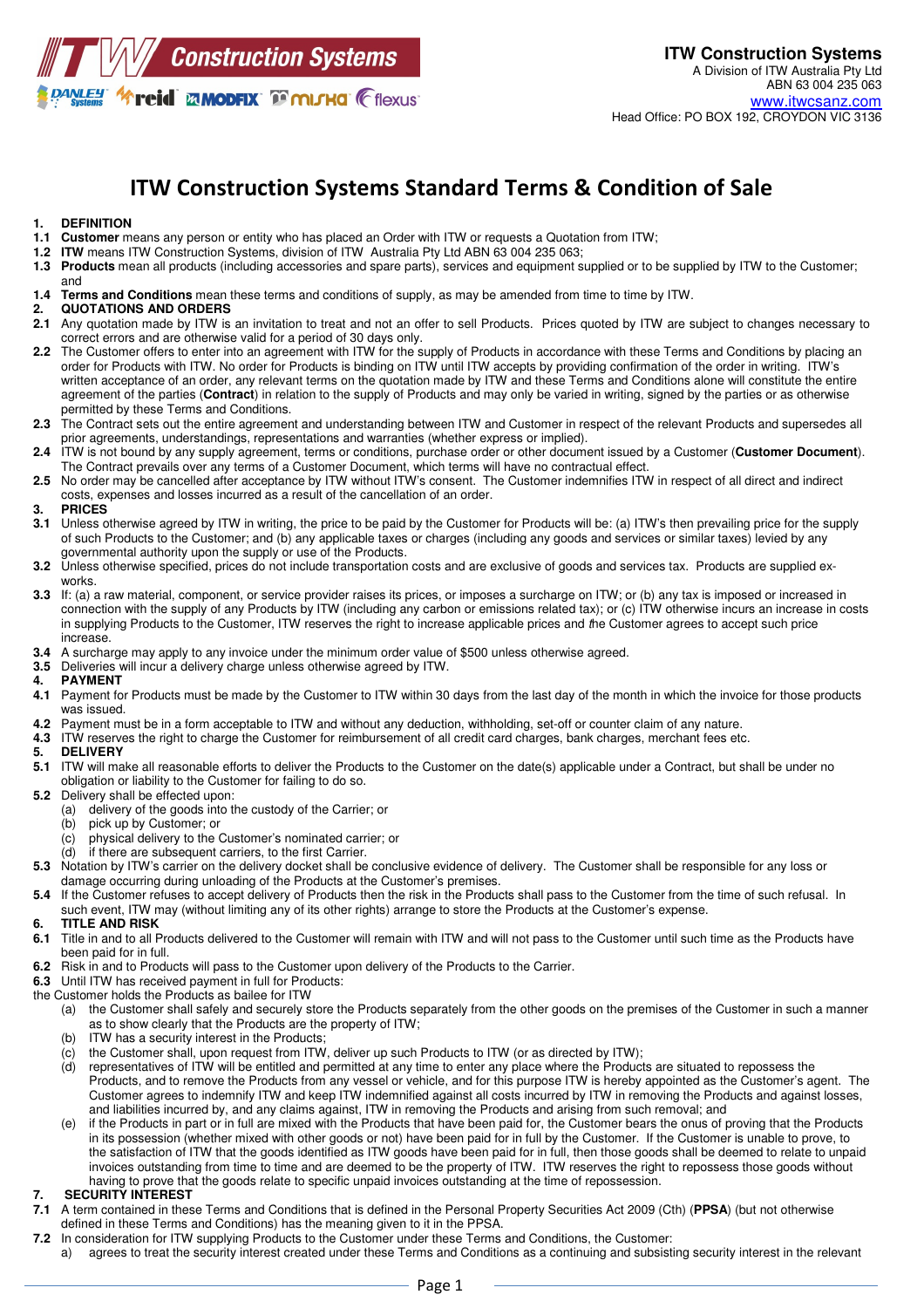**ITW Construction Systems**
A Division of ITW Australia Pty Ltd
ABN 63 004 235 063
www.itwcsanz.com
Head Office: PO BOX 192, CROYDON VIC 3136

# ITW Construction Systems Standard Terms & Condition of Sale

**1. DEFINITION**

**1.1** **Customer** means any person or entity who has placed an Order with ITW or requests a Quotation from ITW;

**1.2** **ITW** means ITW Construction Systems, division of ITW Australia Pty Ltd ABN 63 004 235 063;

**1.3** **Products** mean all products (including accessories and spare parts), services and equipment supplied or to be supplied by ITW to the Customer; and

**1.4** **Terms and Conditions** mean these terms and conditions of supply, as may be amended from time to time by ITW.

**2. QUOTATIONS AND ORDERS**

**2.1** Any quotation made by ITW is an invitation to treat and not an offer to sell Products. Prices quoted by ITW are subject to changes necessary to correct errors and are otherwise valid for a period of 30 days only.

**2.2** The Customer offers to enter into an agreement with ITW for the supply of Products in accordance with these Terms and Conditions by placing an order for Products with ITW. No order for Products is binding on ITW until ITW accepts by providing confirmation of the order in writing. ITW's written acceptance of an order, any relevant terms on the quotation made by ITW and these Terms and Conditions alone will constitute the entire agreement of the parties (**Contract**) in relation to the supply of Products and may only be varied in writing, signed by the parties or as otherwise permitted by these Terms and Conditions.

**2.3** The Contract sets out the entire agreement and understanding between ITW and Customer in respect of the relevant Products and supersedes all prior agreements, understandings, representations and warranties (whether express or implied).

**2.4** ITW is not bound by any supply agreement, terms or conditions, purchase order or other document issued by a Customer (**Customer Document**). The Contract prevails over any terms of a Customer Document, which terms will have no contractual effect.

**2.5** No order may be cancelled after acceptance by ITW without ITW's consent. The Customer indemnifies ITW in respect of all direct and indirect costs, expenses and losses incurred as a result of the cancellation of an order.

**3. PRICES**

**3.1** Unless otherwise agreed by ITW in writing, the price to be paid by the Customer for Products will be: (a) ITW's then prevailing price for the supply of such Products to the Customer; and (b) any applicable taxes or charges (including any goods and services or similar taxes) levied by any governmental authority upon the supply or use of the Products.

**3.2** Unless otherwise specified, prices do not include transportation costs and are exclusive of goods and services tax. Products are supplied ex-works.

**3.3** If: (a) a raw material, component, or service provider raises its prices, or imposes a surcharge on ITW; or (b) any tax is imposed or increased in connection with the supply of any Products by ITW (including any carbon or emissions related tax); or (c) ITW otherwise incurs an increase in costs in supplying Products to the Customer, ITW reserves the right to increase applicable prices and the Customer agrees to accept such price increase.

**3.4** A surcharge may apply to any invoice under the minimum order value of $500 unless otherwise agreed.

**3.5** Deliveries will incur a delivery charge unless otherwise agreed by ITW.

**4. PAYMENT**

**4.1** Payment for Products must be made by the Customer to ITW within 30 days from the last day of the month in which the invoice for those products was issued.

**4.2** Payment must be in a form acceptable to ITW and without any deduction, withholding, set-off or counter claim of any nature.

**4.3** ITW reserves the right to charge the Customer for reimbursement of all credit card charges, bank charges, merchant fees etc.

**5. DELIVERY**

**5.1** ITW will make all reasonable efforts to deliver the Products to the Customer on the date(s) applicable under a Contract, but shall be under no obligation or liability to the Customer for failing to do so.

**5.2** Delivery shall be effected upon:

(a) delivery of the goods into the custody of the Carrier; or
(b) pick up by Customer; or
(c) physical delivery to the Customer's nominated carrier; or
(d) if there are subsequent carriers, to the first Carrier.

**5.3** Notation by ITW's carrier on the delivery docket shall be conclusive evidence of delivery. The Customer shall be responsible for any loss or damage occurring during unloading of the Products at the Customer's premises.

**5.4** If the Customer refuses to accept delivery of Products then the risk in the Products shall pass to the Customer from the time of such refusal. In such event, ITW may (without limiting any of its other rights) arrange to store the Products at the Customer's expense.

**6. TITLE AND RISK**

**6.1** Title in and to all Products delivered to the Customer will remain with ITW and will not pass to the Customer until such time as the Products have been paid for in full.

**6.2** Risk in and to Products will pass to the Customer upon delivery of the Products to the Carrier.

**6.3** Until ITW has received payment in full for Products:

the Customer holds the Products as bailee for ITW

(a) the Customer shall safely and securely store the Products separately from the other goods on the premises of the Customer in such a manner as to show clearly that the Products are the property of ITW;
(b) ITW has a security interest in the Products;
(c) the Customer shall, upon request from ITW, deliver up such Products to ITW (or as directed by ITW);
(d) representatives of ITW will be entitled and permitted at any time to enter any place where the Products are situated to repossess the Products, and to remove the Products from any vessel or vehicle, and for this purpose ITW is hereby appointed as the Customer's agent. The Customer agrees to indemnify ITW and keep ITW indemnified against all costs incurred by ITW in removing the Products and against losses, and liabilities incurred by, and any claims against, ITW in removing the Products and arising from such removal; and
(e) if the Products in part or in full are mixed with the Products that have been paid for, the Customer bears the onus of proving that the Products in its possession (whether mixed with other goods or not) have been paid for in full by the Customer. If the Customer is unable to prove, to the satisfaction of ITW that the goods identified as ITW goods have been paid for in full, then those goods shall be deemed to relate to unpaid invoices outstanding from time to time and are deemed to be the property of ITW. ITW reserves the right to repossess those goods without having to prove that the goods relate to specific unpaid invoices outstanding at the time of repossession.

**7. SECURITY INTEREST**

**7.1** A term contained in these Terms and Conditions that is defined in the Personal Property Securities Act 2009 (Cth) (**PPSA**) (but not otherwise defined in these Terms and Conditions) has the meaning given to it in the PPSA.

**7.2** In consideration for ITW supplying Products to the Customer under these Terms and Conditions, the Customer:

a) agrees to treat the security interest created under these Terms and Conditions as a continuing and subsisting security interest in the relevant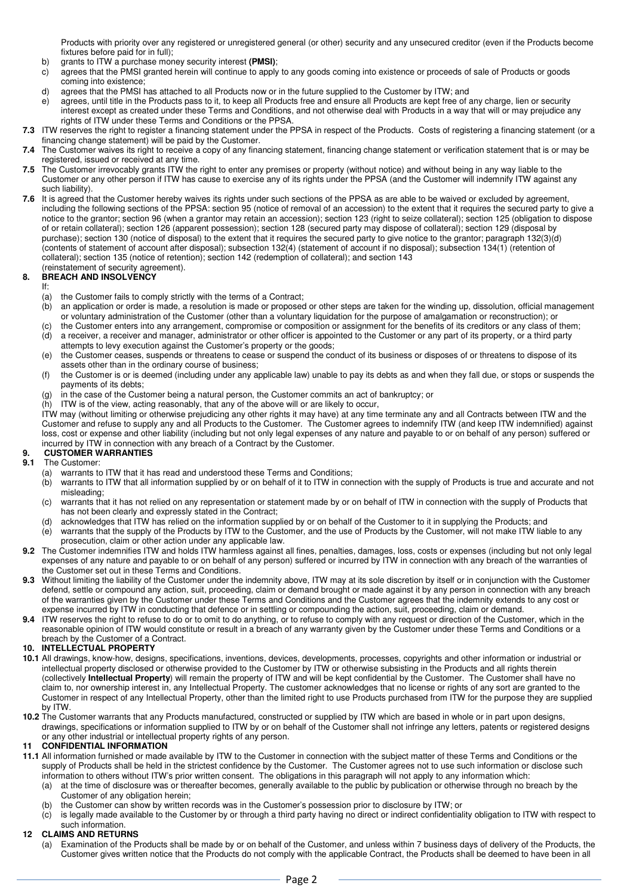Products with priority over any registered or unregistered general (or other) security and any unsecured creditor (even if the Products become fixtures before paid for in full);

b) grants to ITW a purchase money security interest **(PMSI)**;

c) agrees that the PMSI granted herein will continue to apply to any goods coming into existence or proceeds of sale of Products or goods coming into existence;

d) agrees that the PMSI has attached to all Products now or in the future supplied to the Customer by ITW; and

e) agrees, until title in the Products pass to it, to keep all Products free and ensure all Products are kept free of any charge, lien or security interest except as created under these Terms and Conditions, and not otherwise deal with Products in a way that will or may prejudice any rights of ITW under these Terms and Conditions or the PPSA.

**7.3** ITW reserves the right to register a financing statement under the PPSA in respect of the Products. Costs of registering a financing statement (or a financing change statement) will be paid by the Customer.

**7.4** The Customer waives its right to receive a copy of any financing statement, financing change statement or verification statement that is or may be registered, issued or received at any time.

**7.5** The Customer irrevocably grants ITW the right to enter any premises or property (without notice) and without being in any way liable to the Customer or any other person if ITW has cause to exercise any of its rights under the PPSA (and the Customer will indemnify ITW against any such liability).

**7.6** It is agreed that the Customer hereby waives its rights under such sections of the PPSA as are able to be waived or excluded by agreement, including the following sections of the PPSA: section 95 (notice of removal of an accession) to the extent that it requires the secured party to give a notice to the grantor; section 96 (when a grantor may retain an accession); section 123 (right to seize collateral); section 125 (obligation to dispose of or retain collateral); section 126 (apparent possession); section 128 (secured party may dispose of collateral); section 129 (disposal by purchase); section 130 (notice of disposal) to the extent that it requires the secured party to give notice to the grantor; paragraph 132(3)(d) (contents of statement of account after disposal); subsection 132(4) (statement of account if no disposal); subsection 134(1) (retention of collateral); section 135 (notice of retention); section 142 (redemption of collateral); and section 143 (reinstatement of security agreement).

## 8. BREACH AND INSOLVENCY

If:

(a) the Customer fails to comply strictly with the terms of a Contract;

(b) an application or order is made, a resolution is made or proposed or other steps are taken for the winding up, dissolution, official management or voluntary administration of the Customer (other than a voluntary liquidation for the purpose of amalgamation or reconstruction); or

(c) the Customer enters into any arrangement, compromise or composition or assignment for the benefits of its creditors or any class of them;

(d) a receiver, a receiver and manager, administrator or other officer is appointed to the Customer or any part of its property, or a third party attempts to levy execution against the Customer's property or the goods;

(e) the Customer ceases, suspends or threatens to cease or suspend the conduct of its business or disposes of or threatens to dispose of its assets other than in the ordinary course of business;

(f) the Customer is or is deemed (including under any applicable law) unable to pay its debts as and when they fall due, or stops or suspends the payments of its debts;

(g) in the case of the Customer being a natural person, the Customer commits an act of bankruptcy; or

(h) ITW is of the view, acting reasonably, that any of the above will or are likely to occur,

ITW may (without limiting or otherwise prejudicing any other rights it may have) at any time terminate any and all Contracts between ITW and the Customer and refuse to supply any and all Products to the Customer. The Customer agrees to indemnify ITW (and keep ITW indemnified) against loss, cost or expense and other liability (including but not only legal expenses of any nature and payable to or on behalf of any person) suffered or incurred by ITW in connection with any breach of a Contract by the Customer.

## 9. CUSTOMER WARRANTIES

**9.1** The Customer:

(a) warrants to ITW that it has read and understood these Terms and Conditions;

(b) warrants to ITW that all information supplied by or on behalf of it to ITW in connection with the supply of Products is true and accurate and not misleading;

(c) warrants that it has not relied on any representation or statement made by or on behalf of ITW in connection with the supply of Products that has not been clearly and expressly stated in the Contract;

(d) acknowledges that ITW has relied on the information supplied by or on behalf of the Customer to it in supplying the Products; and

(e) warrants that the supply of the Products by ITW to the Customer, and the use of Products by the Customer, will not make ITW liable to any prosecution, claim or other action under any applicable law.

**9.2** The Customer indemnifies ITW and holds ITW harmless against all fines, penalties, damages, loss, costs or expenses (including but not only legal expenses of any nature and payable to or on behalf of any person) suffered or incurred by ITW in connection with any breach of the warranties of the Customer set out in these Terms and Conditions.

**9.3** Without limiting the liability of the Customer under the indemnity above, ITW may at its sole discretion by itself or in conjunction with the Customer defend, settle or compound any action, suit, proceeding, claim or demand brought or made against it by any person in connection with any breach of the warranties given by the Customer under these Terms and Conditions and the Customer agrees that the indemnity extends to any cost or expense incurred by ITW in conducting that defence or in settling or compounding the action, suit, proceeding, claim or demand.

**9.4** ITW reserves the right to refuse to do or to omit to do anything, or to refuse to comply with any request or direction of the Customer, which in the reasonable opinion of ITW would constitute or result in a breach of any warranty given by the Customer under these Terms and Conditions or a breach by the Customer of a Contract.

## 10. INTELLECTUAL PROPERTY

**10.1** All drawings, know-how, designs, specifications, inventions, devices, developments, processes, copyrights and other information or industrial or intellectual property disclosed or otherwise provided to the Customer by ITW or otherwise subsisting in the Products and all rights therein (collectively **Intellectual Property**) will remain the property of ITW and will be kept confidential by the Customer. The Customer shall have no claim to, nor ownership interest in, any Intellectual Property. The customer acknowledges that no license or rights of any sort are granted to the Customer in respect of any Intellectual Property, other than the limited right to use Products purchased from ITW for the purpose they are supplied by ITW.

**10.2** The Customer warrants that any Products manufactured, constructed or supplied by ITW which are based in whole or in part upon designs, drawings, specifications or information supplied to ITW by or on behalf of the Customer shall not infringe any letters, patents or registered designs or any other industrial or intellectual property rights of any person.

## 11 CONFIDENTIAL INFORMATION

**11.1** All information furnished or made available by ITW to the Customer in connection with the subject matter of these Terms and Conditions or the supply of Products shall be held in the strictest confidence by the Customer. The Customer agrees not to use such information or disclose such information to others without ITW's prior written consent. The obligations in this paragraph will not apply to any information which:

(a) at the time of disclosure was or thereafter becomes, generally available to the public by publication or otherwise through no breach by the Customer of any obligation herein;

(b) the Customer can show by written records was in the Customer's possession prior to disclosure by ITW; or

(c) is legally made available to the Customer by or through a third party having no direct or indirect confidentiality obligation to ITW with respect to such information.

## 12 CLAIMS AND RETURNS

(a) Examination of the Products shall be made by or on behalf of the Customer, and unless within 7 business days of delivery of the Products, the Customer gives written notice that the Products do not comply with the applicable Contract, the Products shall be deemed to have been in all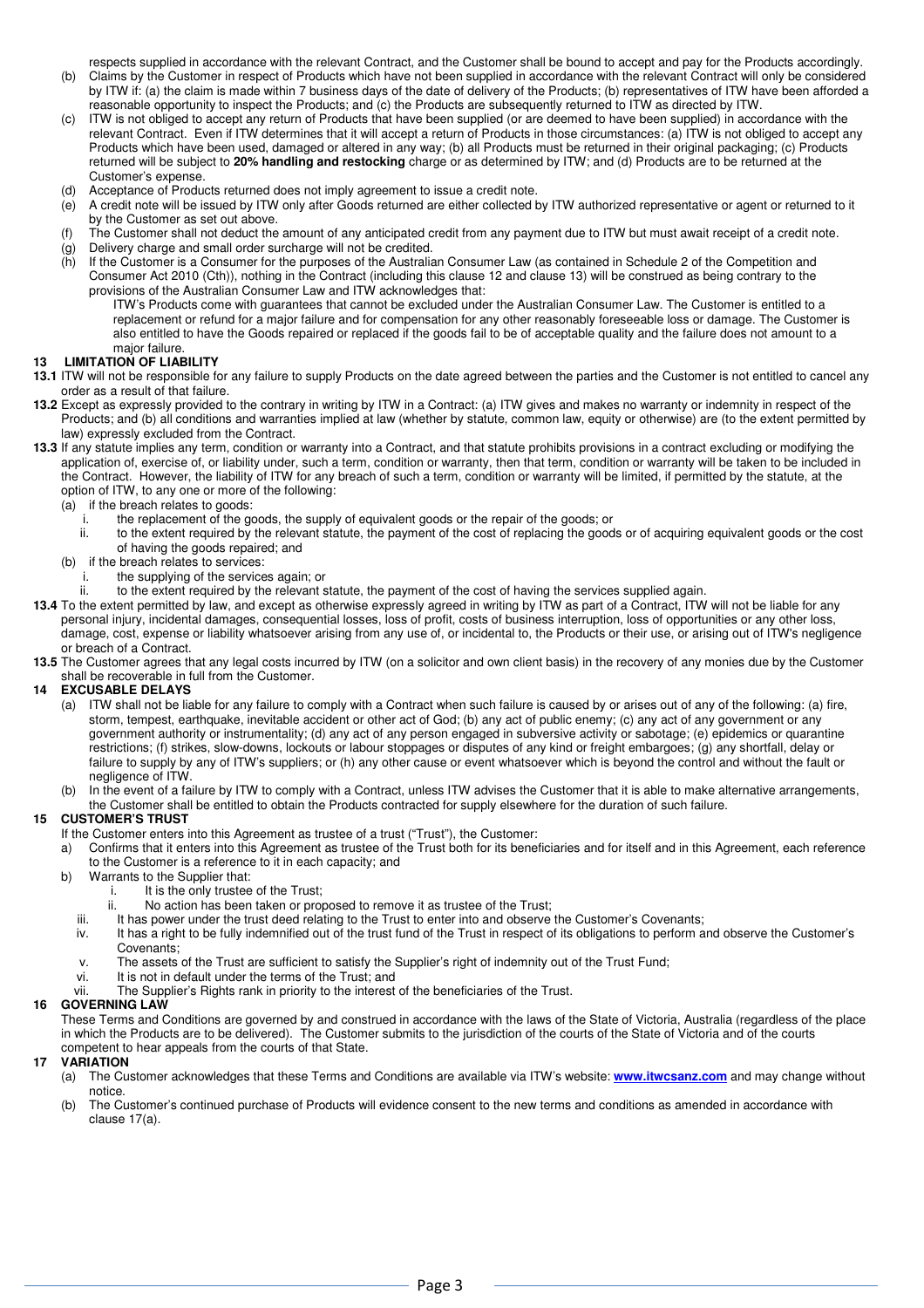respects supplied in accordance with the relevant Contract, and the Customer shall be bound to accept and pay for the Products accordingly.

(b) Claims by the Customer in respect of Products which have not been supplied in accordance with the relevant Contract will only be considered by ITW if: (a) the claim is made within 7 business days of the date of delivery of the Products; (b) representatives of ITW have been afforded a reasonable opportunity to inspect the Products; and (c) the Products are subsequently returned to ITW as directed by ITW.

(c) ITW is not obliged to accept any return of Products that have been supplied (or are deemed to have been supplied) in accordance with the relevant Contract. Even if ITW determines that it will accept a return of Products in those circumstances: (a) ITW is not obliged to accept any Products which have been used, damaged or altered in any way; (b) all Products must be returned in their original packaging; (c) Products returned will be subject to **20% handling and restocking** charge or as determined by ITW; and (d) Products are to be returned at the Customer's expense.

(d) Acceptance of Products returned does not imply agreement to issue a credit note.

(e) A credit note will be issued by ITW only after Goods returned are either collected by ITW authorized representative or agent or returned to it by the Customer as set out above.

(f) The Customer shall not deduct the amount of any anticipated credit from any payment due to ITW but must await receipt of a credit note.

(g) Delivery charge and small order surcharge will not be credited.

(h) If the Customer is a Consumer for the purposes of the Australian Consumer Law (as contained in Schedule 2 of the Competition and Consumer Act 2010 (Cth)), nothing in the Contract (including this clause 12 and clause 13) will be construed as being contrary to the provisions of the Australian Consumer Law and ITW acknowledges that:

ITW's Products come with guarantees that cannot be excluded under the Australian Consumer Law. The Customer is entitled to a replacement or refund for a major failure and for compensation for any other reasonably foreseeable loss or damage. The Customer is also entitled to have the Goods repaired or replaced if the goods fail to be of acceptable quality and the failure does not amount to a major failure.

## 13 LIMITATION OF LIABILITY

**13.1** ITW will not be responsible for any failure to supply Products on the date agreed between the parties and the Customer is not entitled to cancel any order as a result of that failure.

**13.2** Except as expressly provided to the contrary in writing by ITW in a Contract: (a) ITW gives and makes no warranty or indemnity in respect of the Products; and (b) all conditions and warranties implied at law (whether by statute, common law, equity or otherwise) are (to the extent permitted by law) expressly excluded from the Contract.

**13.3** If any statute implies any term, condition or warranty into a Contract, and that statute prohibits provisions in a contract excluding or modifying the application of, exercise of, or liability under, such a term, condition or warranty, then that term, condition or warranty will be taken to be included in the Contract. However, the liability of ITW for any breach of such a term, condition or warranty will be limited, if permitted by the statute, at the option of ITW, to any one or more of the following:

(a) if the breach relates to goods:
   i. the replacement of the goods, the supply of equivalent goods or the repair of the goods; or
   ii. to the extent required by the relevant statute, the payment of the cost of replacing the goods or of acquiring equivalent goods or the cost of having the goods repaired; and

(b) if the breach relates to services:
   i. the supplying of the services again; or
   ii. to the extent required by the relevant statute, the payment of the cost of having the services supplied again.

**13.4** To the extent permitted by law, and except as otherwise expressly agreed in writing by ITW as part of a Contract, ITW will not be liable for any personal injury, incidental damages, consequential losses, loss of profit, costs of business interruption, loss of opportunities or any other loss, damage, cost, expense or liability whatsoever arising from any use of, or incidental to, the Products or their use, or arising out of ITW's negligence or breach of a Contract.

**13.5** The Customer agrees that any legal costs incurred by ITW (on a solicitor and own client basis) in the recovery of any monies due by the Customer shall be recoverable in full from the Customer.

## 14 EXCUSABLE DELAYS

(a) ITW shall not be liable for any failure to comply with a Contract when such failure is caused by or arises out of any of the following: (a) fire, storm, tempest, earthquake, inevitable accident or other act of God; (b) any act of public enemy; (c) any act of any government or any government authority or instrumentality; (d) any act of any person engaged in subversive activity or sabotage; (e) epidemics or quarantine restrictions; (f) strikes, slow-downs, lockouts or labour stoppages or disputes of any kind or freight embargoes; (g) any shortfall, delay or failure to supply by any of ITW's suppliers; or (h) any other cause or event whatsoever which is beyond the control and without the fault or negligence of ITW.

(b) In the event of a failure by ITW to comply with a Contract, unless ITW advises the Customer that it is able to make alternative arrangements, the Customer shall be entitled to obtain the Products contracted for supply elsewhere for the duration of such failure.

## 15 CUSTOMER'S TRUST

If the Customer enters into this Agreement as trustee of a trust ("Trust"), the Customer:

a) Confirms that it enters into this Agreement as trustee of the Trust both for its beneficiaries and for itself and in this Agreement, each reference to the Customer is a reference to it in each capacity; and

b) Warrants to the Supplier that:
   i. It is the only trustee of the Trust;
   ii. No action has been taken or proposed to remove it as trustee of the Trust;
   iii. It has power under the trust deed relating to the Trust to enter into and observe the Customer's Covenants;
   iv. It has a right to be fully indemnified out of the trust fund of the Trust in respect of its obligations to perform and observe the Customer's Covenants;
   v. The assets of the Trust are sufficient to satisfy the Supplier's right of indemnity out of the Trust Fund;
   vi. It is not in default under the terms of the Trust; and
   vii. The Supplier's Rights rank in priority to the interest of the beneficiaries of the Trust.

## 16 GOVERNING LAW

These Terms and Conditions are governed by and construed in accordance with the laws of the State of Victoria, Australia (regardless of the place in which the Products are to be delivered). The Customer submits to the jurisdiction of the courts of the State of Victoria and of the courts competent to hear appeals from the courts of that State.

## 17 VARIATION

(a) The Customer acknowledges that these Terms and Conditions are available via ITW's website: **www.itwcsanz.com** and may change without notice.

(b) The Customer's continued purchase of Products will evidence consent to the new terms and conditions as amended in accordance with clause 17(a).